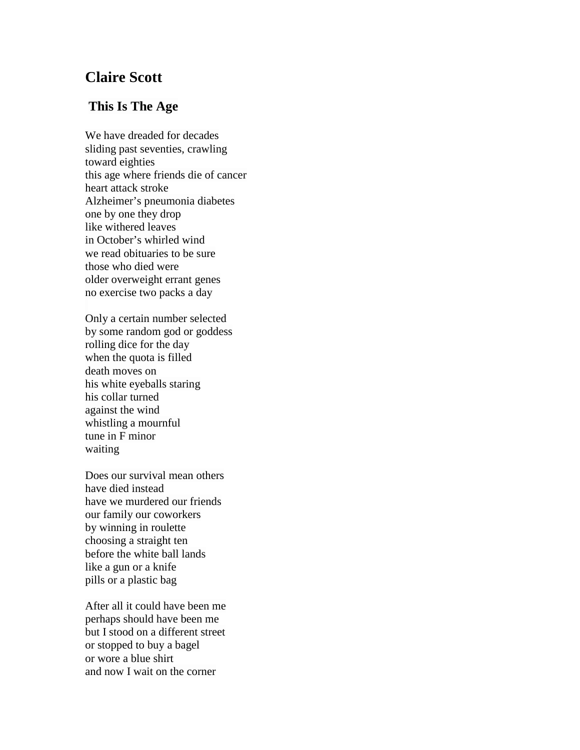## Claire Scott

### This Is The Age

We have dreaded for decades  
sliding past seventies, crawling  
toward eighties  
this age where friends die of cancer  
heart attack stroke  
Alzheimer's pneumonia diabetes  
one by one they drop  
like withered leaves  
in October's whirled wind  
we read obituaries to be sure  
those who died were  
older overweight errant genes  
no exercise two packs a day

Only a certain number selected  
by some random god or goddess  
rolling dice for the day  
when the quota is filled  
death moves on  
his white eyeballs staring  
his collar turned  
against the wind  
whistling a mournful  
tune in F minor  
waiting

Does our survival mean others  
have died instead  
have we murdered our friends  
our family our coworkers  
by winning in roulette  
choosing a straight ten  
before the white ball lands  
like a gun or a knife  
pills or a plastic bag

After all it could have been me  
perhaps should have been me  
but I stood on a different street  
or stopped to buy a bagel  
or wore a blue shirt  
and now I wait on the corner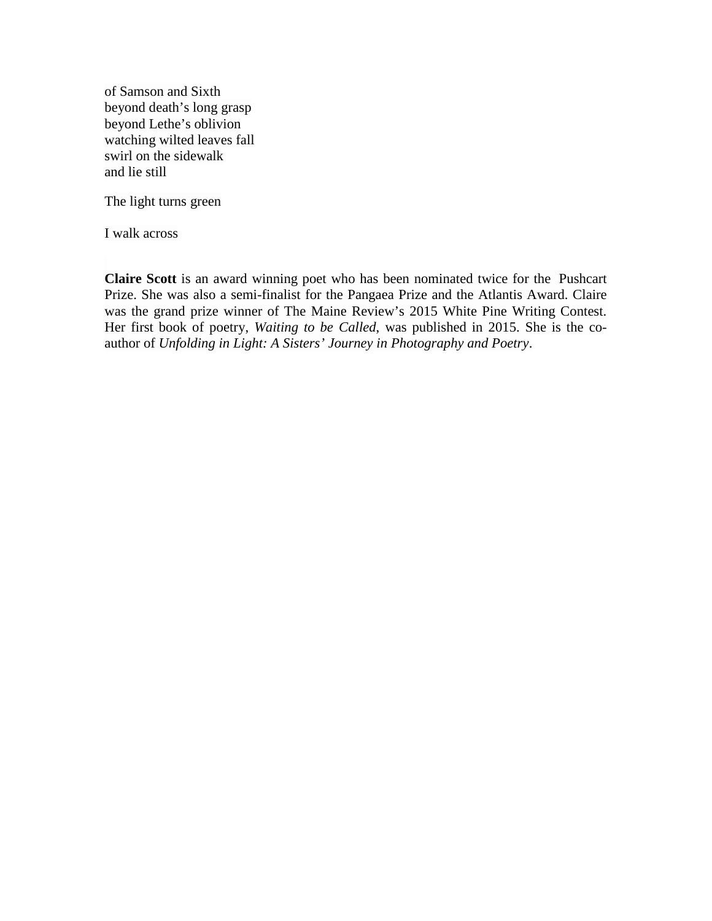of Samson and Sixth  
beyond death's long grasp  
beyond Lethe's oblivion  
watching wilted leaves fall  
swirl on the sidewalk  
and lie still

The light turns green

I walk across

**Claire Scott** is an award winning poet who has been nominated twice for the Pushcart Prize. She was also a semi-finalist for the Pangaea Prize and the Atlantis Award. Claire was the grand prize winner of The Maine Review's 2015 White Pine Writing Contest. Her first book of poetry, *Waiting to be Called*, was published in 2015. She is the co-author of *Unfolding in Light: A Sisters' Journey in Photography and Poetry*.